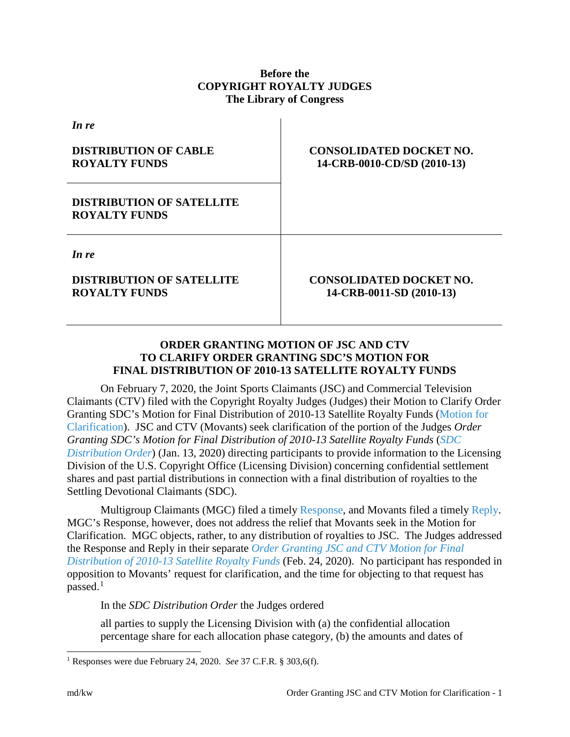**Before the**
**COPYRIGHT ROYALTY JUDGES**
**The Library of Congress**

| | |
|---|---|
| ***In re*** **DISTRIBUTION OF CABLE ROYALTY FUNDS** | **CONSOLIDATED DOCKET NO. 14-CRB-0010-CD/SD (2010-13)** |
| **DISTRIBUTION OF SATELLITE ROYALTY FUNDS** | |
| ***In re*** **DISTRIBUTION OF SATELLITE ROYALTY FUNDS** | **CONSOLIDATED DOCKET NO. 14-CRB-0011-SD (2010-13)** |

**ORDER GRANTING MOTION OF JSC AND CTV TO CLARIFY ORDER GRANTING SDC'S MOTION FOR FINAL DISTRIBUTION OF 2010-13 SATELLITE ROYALTY FUNDS**

On February 7, 2020, the Joint Sports Claimants (JSC) and Commercial Television Claimants (CTV) filed with the Copyright Royalty Judges (Judges) their Motion to Clarify Order Granting SDC's Motion for Final Distribution of 2010-13 Satellite Royalty Funds (Motion for Clarification). JSC and CTV (Movants) seek clarification of the portion of the Judges *Order Granting SDC's Motion for Final Distribution of 2010-13 Satellite Royalty Funds* (*SDC Distribution Order*) (Jan. 13, 2020) directing participants to provide information to the Licensing Division of the U.S. Copyright Office (Licensing Division) concerning confidential settlement shares and past partial distributions in connection with a final distribution of royalties to the Settling Devotional Claimants (SDC).

Multigroup Claimants (MGC) filed a timely Response, and Movants filed a timely Reply. MGC's Response, however, does not address the relief that Movants seek in the Motion for Clarification. MGC objects, rather, to any distribution of royalties to JSC. The Judges addressed the Response and Reply in their separate *Order Granting JSC and CTV Motion for Final Distribution of 2010-13 Satellite Royalty Funds* (Feb. 24, 2020). No participant has responded in opposition to Movants' request for clarification, and the time for objecting to that request has passed.[1]

In the *SDC Distribution Order* the Judges ordered

> all parties to supply the Licensing Division with (a) the confidential allocation percentage share for each allocation phase category, (b) the amounts and dates of

[1] Responses were due February 24, 2020. *See* 37 C.F.R. § 303,6(f).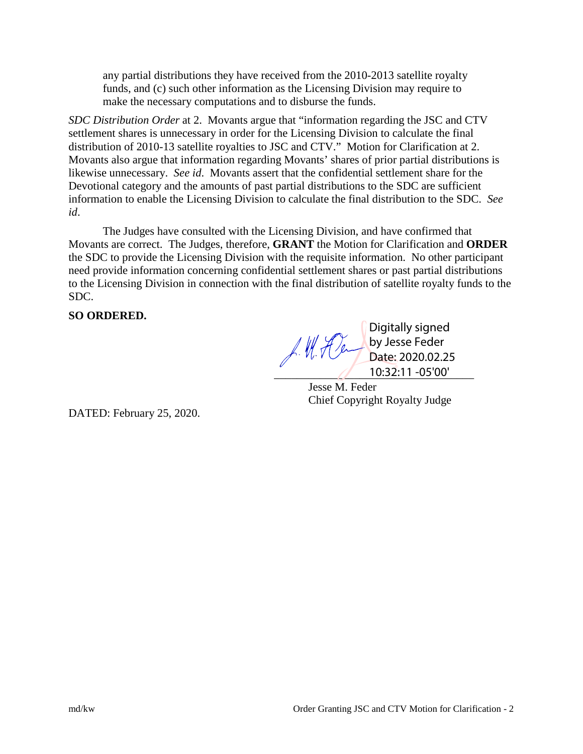> any partial distributions they have received from the 2010-2013 satellite royalty funds, and (c) such other information as the Licensing Division may require to make the necessary computations and to disburse the funds.

*SDC Distribution Order* at 2. Movants argue that "information regarding the JSC and CTV settlement shares is unnecessary in order for the Licensing Division to calculate the final distribution of 2010-13 satellite royalties to JSC and CTV." Motion for Clarification at 2. Movants also argue that information regarding Movants' shares of prior partial distributions is likewise unnecessary. *See id*. Movants assert that the confidential settlement share for the Devotional category and the amounts of past partial distributions to the SDC are sufficient information to enable the Licensing Division to calculate the final distribution to the SDC. *See id*.

The Judges have consulted with the Licensing Division, and have confirmed that Movants are correct. The Judges, therefore, **GRANT** the Motion for Clarification and **ORDER** the SDC to provide the Licensing Division with the requisite information. No other participant need provide information concerning confidential settlement shares or past partial distributions to the Licensing Division in connection with the final distribution of satellite royalty funds to the SDC.

**SO ORDERED.**

Digitally signed by Jesse Feder
Date: 2020.02.25 10:32:11 -05'00'

Jesse M. Feder
Chief Copyright Royalty Judge

DATED: February 25, 2020.

md/kw